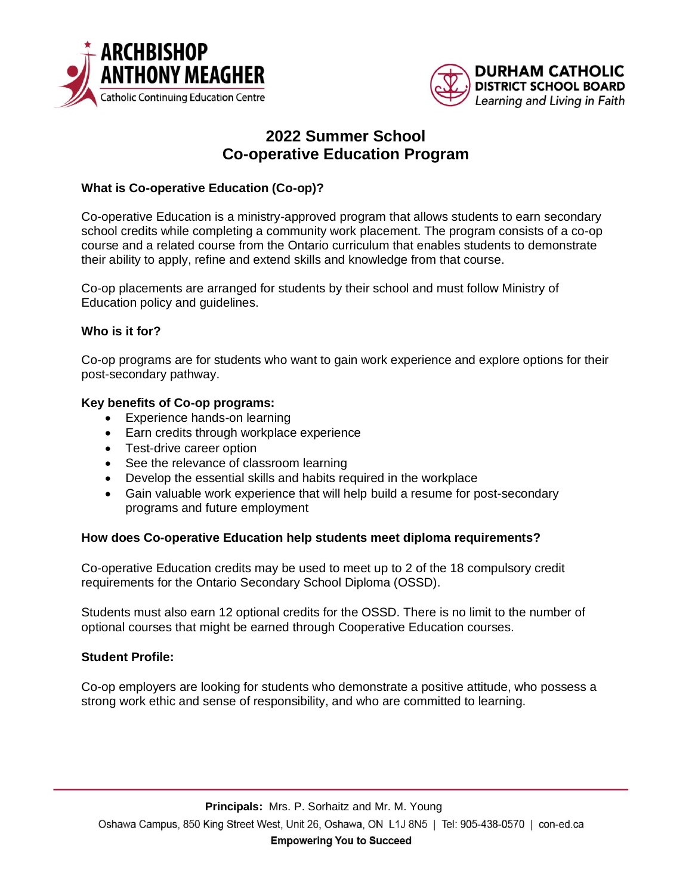ARCHBISHOP ANTHONY MEAGHER
Catholic Continuing Education Centre

DURHAM CATHOLIC DISTRICT SCHOOL BOARD
*Learning and Living in Faith*

# 2022 Summer School
# Co-operative Education Program

### What is Co-operative Education (Co-op)?

Co-operative Education is a ministry-approved program that allows students to earn secondary school credits while completing a community work placement. The program consists of a co-op course and a related course from the Ontario curriculum that enables students to demonstrate their ability to apply, refine and extend skills and knowledge from that course.

Co-op placements are arranged for students by their school and must follow Ministry of Education policy and guidelines.

### Who is it for?

Co-op programs are for students who want to gain work experience and explore options for their post-secondary pathway.

### Key benefits of Co-op programs:

- Experience hands-on learning
- Earn credits through workplace experience
- Test-drive career option
- See the relevance of classroom learning
- Develop the essential skills and habits required in the workplace
- Gain valuable work experience that will help build a resume for post-secondary programs and future employment

### How does Co-operative Education help students meet diploma requirements?

Co-operative Education credits may be used to meet up to 2 of the 18 compulsory credit requirements for the Ontario Secondary School Diploma (OSSD).

Students must also earn 12 optional credits for the OSSD. There is no limit to the number of optional courses that might be earned through Cooperative Education courses.

### Student Profile:

Co-op employers are looking for students who demonstrate a positive attitude, who possess a strong work ethic and sense of responsibility, and who are committed to learning.

**Principals:** Mrs. P. Sorhaitz and Mr. M. Young
Oshawa Campus, 850 King Street West, Unit 26, Oshawa, ON L1J 8N5 | Tel: 905-438-0570 | con-ed.ca
**Empowering You to Succeed**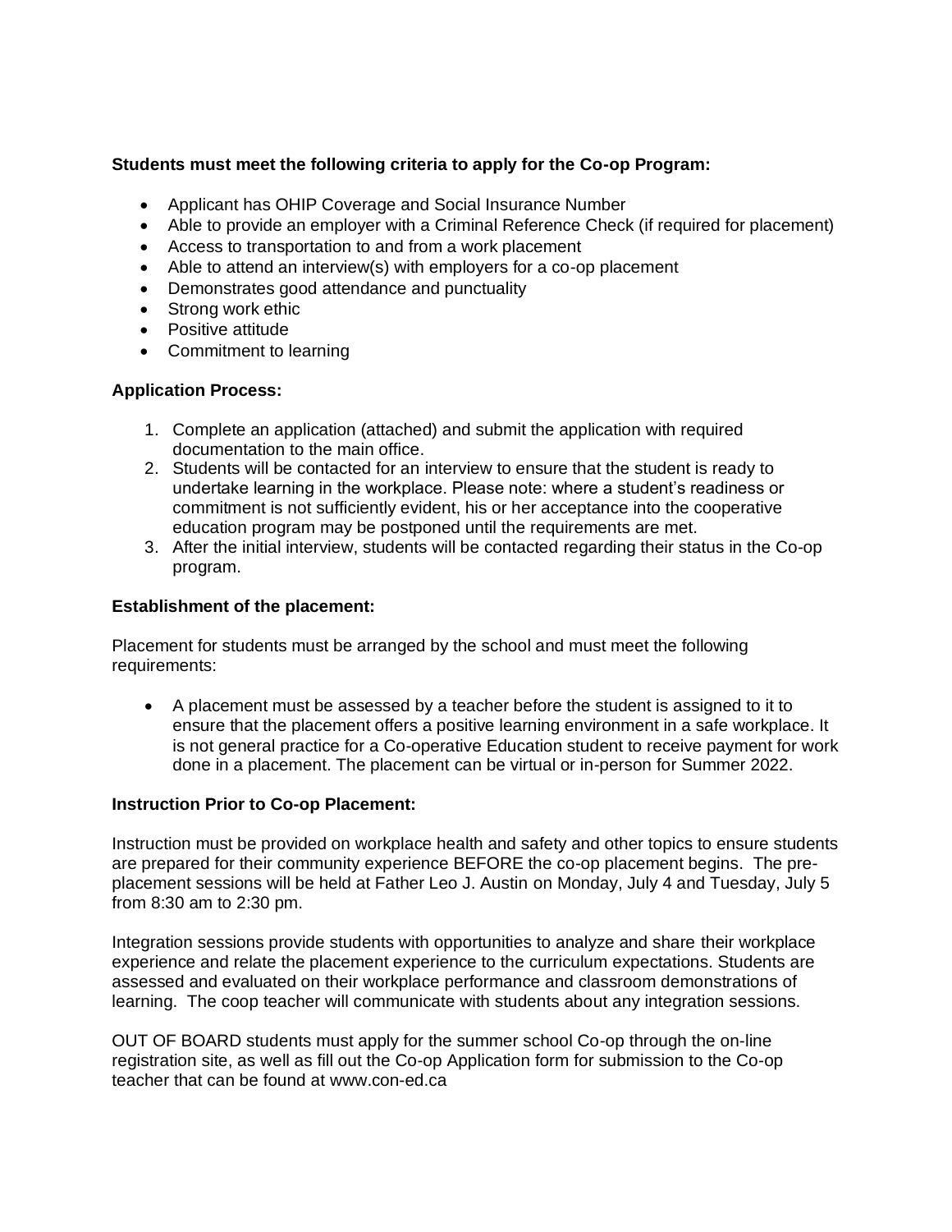**Students must meet the following criteria to apply for the Co-op Program:**

- Applicant has OHIP Coverage and Social Insurance Number
- Able to provide an employer with a Criminal Reference Check (if required for placement)
- Access to transportation to and from a work placement
- Able to attend an interview(s) with employers for a co-op placement
- Demonstrates good attendance and punctuality
- Strong work ethic
- Positive attitude
- Commitment to learning

**Application Process:**

1. Complete an application (attached) and submit the application with required documentation to the main office.
2. Students will be contacted for an interview to ensure that the student is ready to undertake learning in the workplace. Please note: where a student's readiness or commitment is not sufficiently evident, his or her acceptance into the cooperative education program may be postponed until the requirements are met.
3. After the initial interview, students will be contacted regarding their status in the Co-op program.

**Establishment of the placement:**

Placement for students must be arranged by the school and must meet the following requirements:

- A placement must be assessed by a teacher before the student is assigned to it to ensure that the placement offers a positive learning environment in a safe workplace. It is not general practice for a Co-operative Education student to receive payment for work done in a placement. The placement can be virtual or in-person for Summer 2022.

**Instruction Prior to Co-op Placement:**

Instruction must be provided on workplace health and safety and other topics to ensure students are prepared for their community experience BEFORE the co-op placement begins. The pre-placement sessions will be held at Father Leo J. Austin on Monday, July 4 and Tuesday, July 5 from 8:30 am to 2:30 pm.

Integration sessions provide students with opportunities to analyze and share their workplace experience and relate the placement experience to the curriculum expectations. Students are assessed and evaluated on their workplace performance and classroom demonstrations of learning. The coop teacher will communicate with students about any integration sessions.

OUT OF BOARD students must apply for the summer school Co-op through the on-line registration site, as well as fill out the Co-op Application form for submission to the Co-op teacher that can be found at www.con-ed.ca